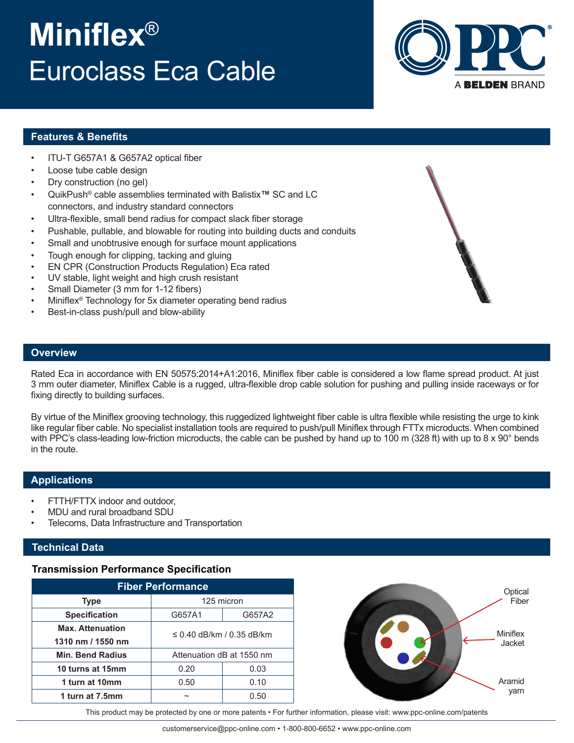# Miniflex®

# Euroclass Eca Cable

PPC® A BELDEN BRAND

## Features & Benefits

- ITU-T G657A1 & G657A2 optical fiber
- Loose tube cable design
- Dry construction (no gel)
- QuikPush® cable assemblies terminated with Balistix™ SC and LC connectors, and industry standard connectors
- Ultra-flexible, small bend radius for compact slack fiber storage
- Pushable, pullable, and blowable for routing into building ducts and conduits
- Small and unobtrusive enough for surface mount applications
- Tough enough for clipping, tacking and gluing
- EN CPR (Construction Products Regulation) Eca rated
- UV stable, light weight and high crush resistant
- Small Diameter (3 mm for 1-12 fibers)
- Miniflex® Technology for 5x diameter operating bend radius
- Best-in-class push/pull and blow-ability

## Overview

Rated Eca in accordance with EN 50575:2014+A1:2016, Miniflex fiber cable is considered a low flame spread product. At just 3 mm outer diameter, Miniflex Cable is a rugged, ultra-flexible drop cable solution for pushing and pulling inside raceways or for fixing directly to building surfaces.

By virtue of the Miniflex grooving technology, this ruggedized lightweight fiber cable is ultra flexible while resisting the urge to kink like regular fiber cable. No specialist installation tools are required to push/pull Miniflex through FTTx microducts. When combined with PPC's class-leading low-friction microducts, the cable can be pushed by hand up to 100 m (328 ft) with up to 8 x 90° bends in the route.

## Applications

- FTTH/FTTX indoor and outdoor,
- MDU and rural broadband SDU
- Telecoms, Data Infrastructure and Transportation

## Technical Data

### Transmission Performance Specification

| Fiber Performance | | |
|---|---|---|
| **Type** | 125 micron | |
| **Specification** | G657A1 | G657A2 |
| **Max. Attenuation 1310 nm / 1550 nm** | ≤ 0.40 dB/km / 0.35 dB/km | |
| **Min. Bend Radius** | Attenuation dB at 1550 nm | |
| **10 turns at 15mm** | 0.20 | 0.03 |
| **1 turn at 10mm** | 0.50 | 0.10 |
| **1 turn at 7.5mm** | ~ | 0.50 |

Optical Fiber

Miniflex Jacket

Aramid yarn

This product may be protected by one or more patents • For further information, please visit: www.ppc-online.com/patents

customerservice@ppc-online.com • 1-800-800-6652 • www.ppc-online.com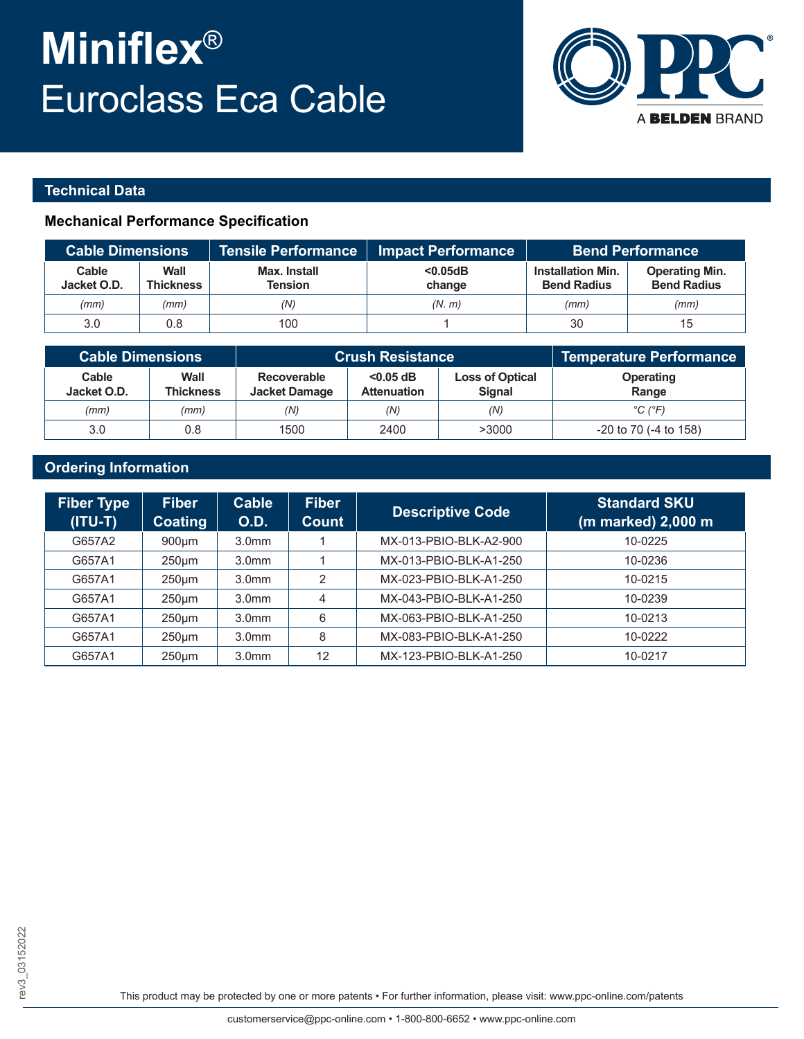# Miniflex®
# Euroclass Eca Cable

## Technical Data

### Mechanical Performance Specification

| Cable Dimensions | | Tensile Performance | Impact Performance | Bend Performance | |
|---|---|---|---|---|---|
| Cable Jacket O.D. | Wall Thickness | Max. Install Tension | <0.05dB change | Installation Min. Bend Radius | Operating Min. Bend Radius |
| *(mm)* | *(mm)* | *(N)* | *(N. m)* | *(mm)* | *(mm)* |
| 3.0 | 0.8 | 100 | 1 | 30 | 15 |

| Cable Dimensions | | Crush Resistance | | | Temperature Performance |
|---|---|---|---|---|---|
| Cable Jacket O.D. | Wall Thickness | Recoverable Jacket Damage | <0.05 dB Attenuation | Loss of Optical Signal | Operating Range |
| *(mm)* | *(mm)* | *(N)* | *(N)* | *(N)* | *°C (°F)* |
| 3.0 | 0.8 | 1500 | 2400 | >3000 | -20 to 70 (-4 to 158) |

## Ordering Information

| Fiber Type (ITU-T) | Fiber Coating | Cable O.D. | Fiber Count | Descriptive Code | Standard SKU (m marked) 2,000 m |
|---|---|---|---|---|---|
| G657A2 | 900µm | 3.0mm | 1 | MX-013-PBIO-BLK-A2-900 | 10-0225 |
| G657A1 | 250µm | 3.0mm | 1 | MX-013-PBIO-BLK-A1-250 | 10-0236 |
| G657A1 | 250µm | 3.0mm | 2 | MX-023-PBIO-BLK-A1-250 | 10-0215 |
| G657A1 | 250µm | 3.0mm | 4 | MX-043-PBIO-BLK-A1-250 | 10-0239 |
| G657A1 | 250µm | 3.0mm | 6 | MX-063-PBIO-BLK-A1-250 | 10-0213 |
| G657A1 | 250µm | 3.0mm | 8 | MX-083-PBIO-BLK-A1-250 | 10-0222 |
| G657A1 | 250µm | 3.0mm | 12 | MX-123-PBIO-BLK-A1-250 | 10-0217 |

rev3_03152022

This product may be protected by one or more patents • For further information, please visit: www.ppc-online.com/patents

customerservice@ppc-online.com • 1-800-800-6652 • www.ppc-online.com